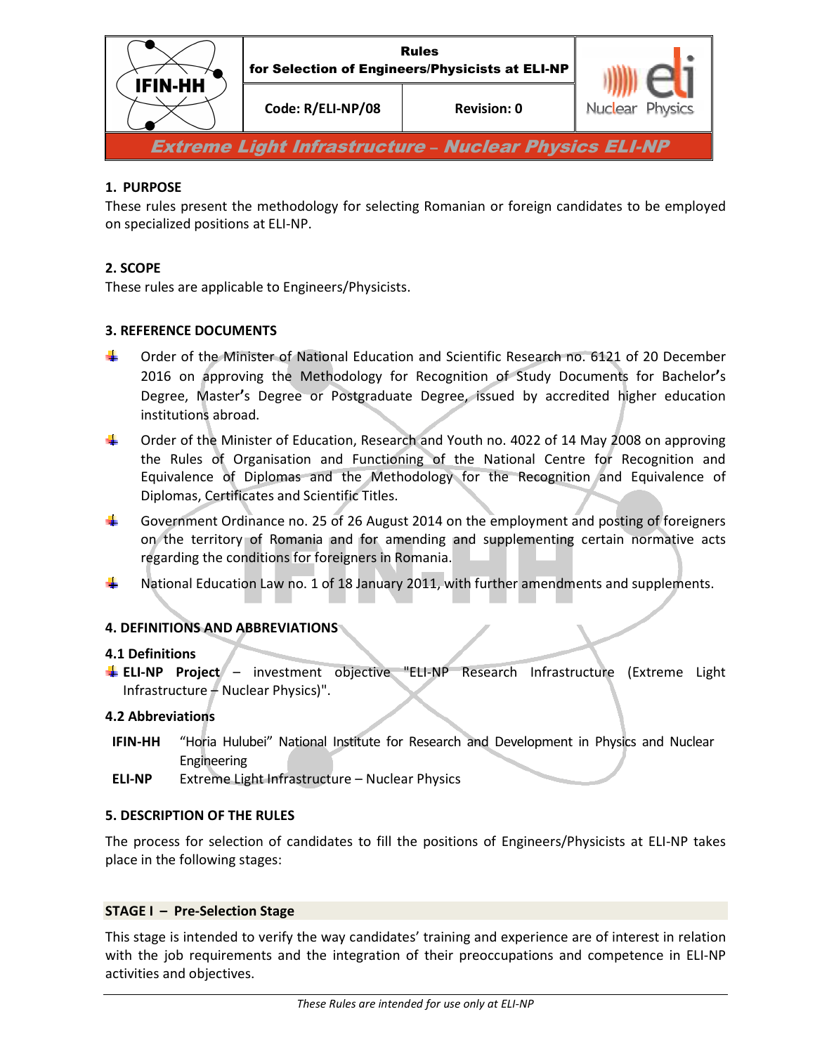| IFIN-HH | Rules for Selection of Engineers/Physicists at ELI-NP | | eli Nuclear Physics |
|---|---|---|---|
| | Code: R/ELI-NP/08 | Revision: 0 | |

***Extreme Light Infrastructure – Nuclear Physics ELI-NP***

## 1. PURPOSE

These rules present the methodology for selecting Romanian or foreign candidates to be employed on specialized positions at ELI-NP.

## 2. SCOPE

These rules are applicable to Engineers/Physicists.

## 3. REFERENCE DOCUMENTS

- Order of the Minister of National Education and Scientific Research no. 6121 of 20 December 2016 on approving the Methodology for Recognition of Study Documents for Bachelor's Degree, Master's Degree or Postgraduate Degree, issued by accredited higher education institutions abroad.
- Order of the Minister of Education, Research and Youth no. 4022 of 14 May 2008 on approving the Rules of Organisation and Functioning of the National Centre for Recognition and Equivalence of Diplomas and the Methodology for the Recognition and Equivalence of Diplomas, Certificates and Scientific Titles.
- Government Ordinance no. 25 of 26 August 2014 on the employment and posting of foreigners on the territory of Romania and for amending and supplementing certain normative acts regarding the conditions for foreigners in Romania.
- National Education Law no. 1 of 18 January 2011, with further amendments and supplements.

## 4. DEFINITIONS AND ABBREVIATIONS

### 4.1 Definitions

- **ELI-NP Project** – investment objective "ELI-NP Research Infrastructure (Extreme Light Infrastructure – Nuclear Physics)".

### 4.2 Abbreviations

| | |
|---|---|
| **IFIN-HH** | "Horia Hulubei" National Institute for Research and Development in Physics and Nuclear Engineering |
| **ELI-NP** | Extreme Light Infrastructure – Nuclear Physics |

## 5. DESCRIPTION OF THE RULES

The process for selection of candidates to fill the positions of Engineers/Physicists at ELI-NP takes place in the following stages:

### STAGE I – Pre-Selection Stage

This stage is intended to verify the way candidates' training and experience are of interest in relation with the job requirements and the integration of their preoccupations and competence in ELI-NP activities and objectives.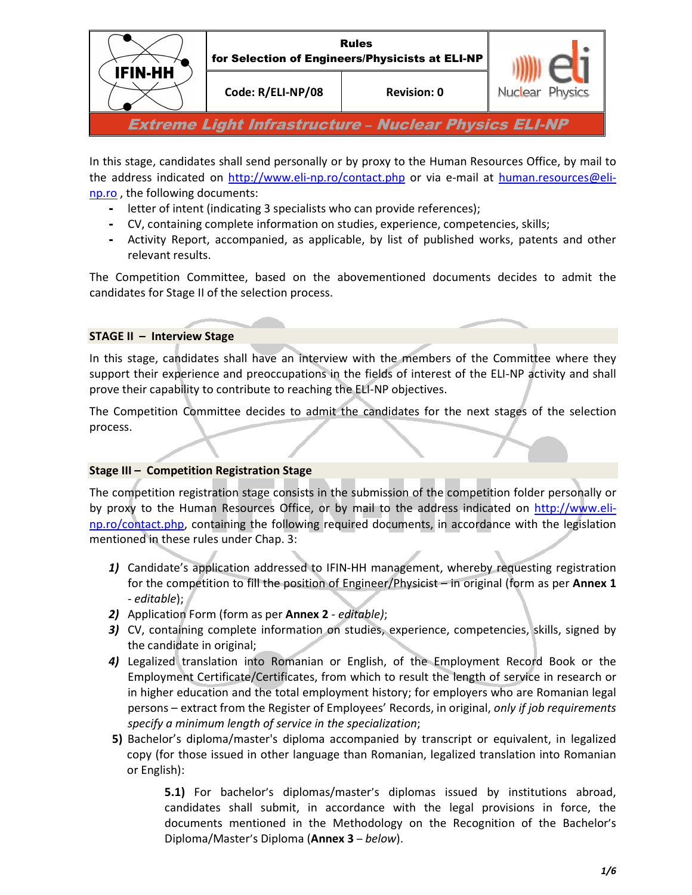In this stage, candidates shall send personally or by proxy to the Human Resources Office, by mail to the address indicated on http://www.eli-np.ro/contact.php or via e-mail at human.resources@eli-np.ro , the following documents:

- letter of intent (indicating 3 specialists who can provide references);
- CV, containing complete information on studies, experience, competencies, skills;
- Activity Report, accompanied, as applicable, by list of published works, patents and other relevant results.

The Competition Committee, based on the abovementioned documents decides to admit the candidates for Stage II of the selection process.

**STAGE II – Interview Stage**

In this stage, candidates shall have an interview with the members of the Committee where they support their experience and preoccupations in the fields of interest of the ELI-NP activity and shall prove their capability to contribute to reaching the ELI-NP objectives.

The Competition Committee decides to admit the candidates for the next stages of the selection process.

**Stage III – Competition Registration Stage**

The competition registration stage consists in the submission of the competition folder personally or by proxy to the Human Resources Office, or by mail to the address indicated on http://www.eli-np.ro/contact.php, containing the following required documents, in accordance with the legislation mentioned in these rules under Chap. 3:

1) Candidate's application addressed to IFIN-HH management, whereby requesting registration for the competition to fill the position of Engineer/Physicist – in original (form as per **Annex 1** - *editable*);
2) Application Form (form as per **Annex 2** - *editable)*;
3) CV, containing complete information on studies, experience, competencies, skills, signed by the candidate in original;
4) Legalized translation into Romanian or English, of the Employment Record Book or the Employment Certificate/Certificates, from which to result the length of service in research or in higher education and the total employment history; for employers who are Romanian legal persons – extract from the Register of Employees' Records, in original, *only if job requirements specify a minimum length of service in the specialization*;
5) Bachelor's diploma/master's diploma accompanied by transcript or equivalent, in legalized copy (for those issued in other language than Romanian, legalized translation into Romanian or English):

   **5.1)** For bachelor's diplomas/master's diplomas issued by institutions abroad, candidates shall submit, in accordance with the legal provisions in force, the documents mentioned in the Methodology on the Recognition of the Bachelor's Diploma/Master's Diploma (**Annex 3** – *below*).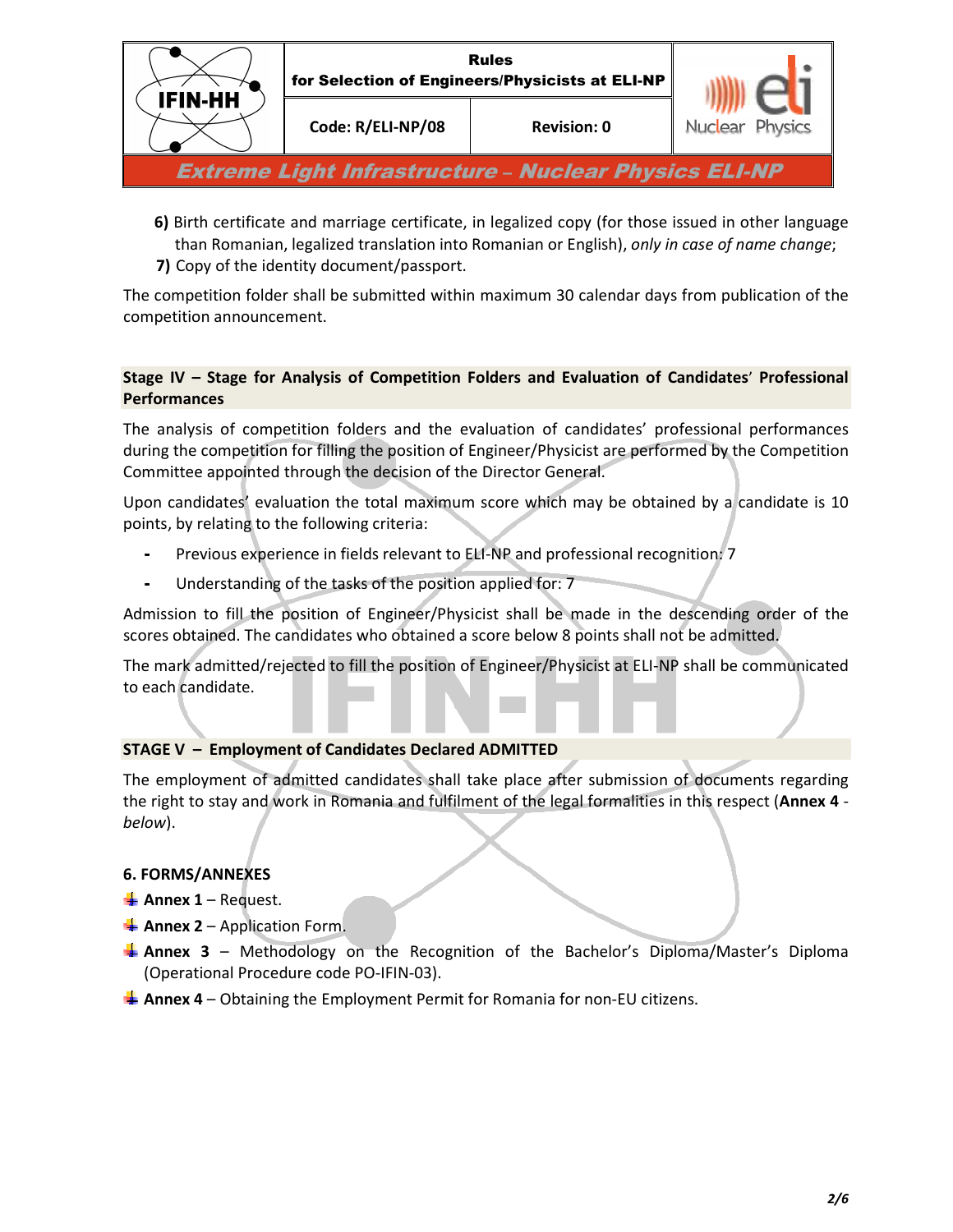**6)** Birth certificate and marriage certificate, in legalized copy (for those issued in other language than Romanian, legalized translation into Romanian or English), *only in case of name change*;

**7)** Copy of the identity document/passport.

The competition folder shall be submitted within maximum 30 calendar days from publication of the competition announcement.

**Stage IV – Stage for Analysis of Competition Folders and Evaluation of Candidates' Professional Performances**

The analysis of competition folders and the evaluation of candidates' professional performances during the competition for filling the position of Engineer/Physicist are performed by the Competition Committee appointed through the decision of the Director General.

Upon candidates' evaluation the total maximum score which may be obtained by a candidate is 10 points, by relating to the following criteria:

- Previous experience in fields relevant to ELI-NP and professional recognition: 7
- Understanding of the tasks of the position applied for: 7

Admission to fill the position of Engineer/Physicist shall be made in the descending order of the scores obtained. The candidates who obtained a score below 8 points shall not be admitted.

The mark admitted/rejected to fill the position of Engineer/Physicist at ELI-NP shall be communicated to each candidate.

**STAGE V – Employment of Candidates Declared ADMITTED**

The employment of admitted candidates shall take place after submission of documents regarding the right to stay and work in Romania and fulfilment of the legal formalities in this respect (**Annex 4** - *below*).

**6. FORMS/ANNEXES**

- **Annex 1** – Request.
- **Annex 2** – Application Form.
- **Annex 3** – Methodology on the Recognition of the Bachelor's Diploma/Master's Diploma (Operational Procedure code PO-IFIN-03).
- **Annex 4** – Obtaining the Employment Permit for Romania for non-EU citizens.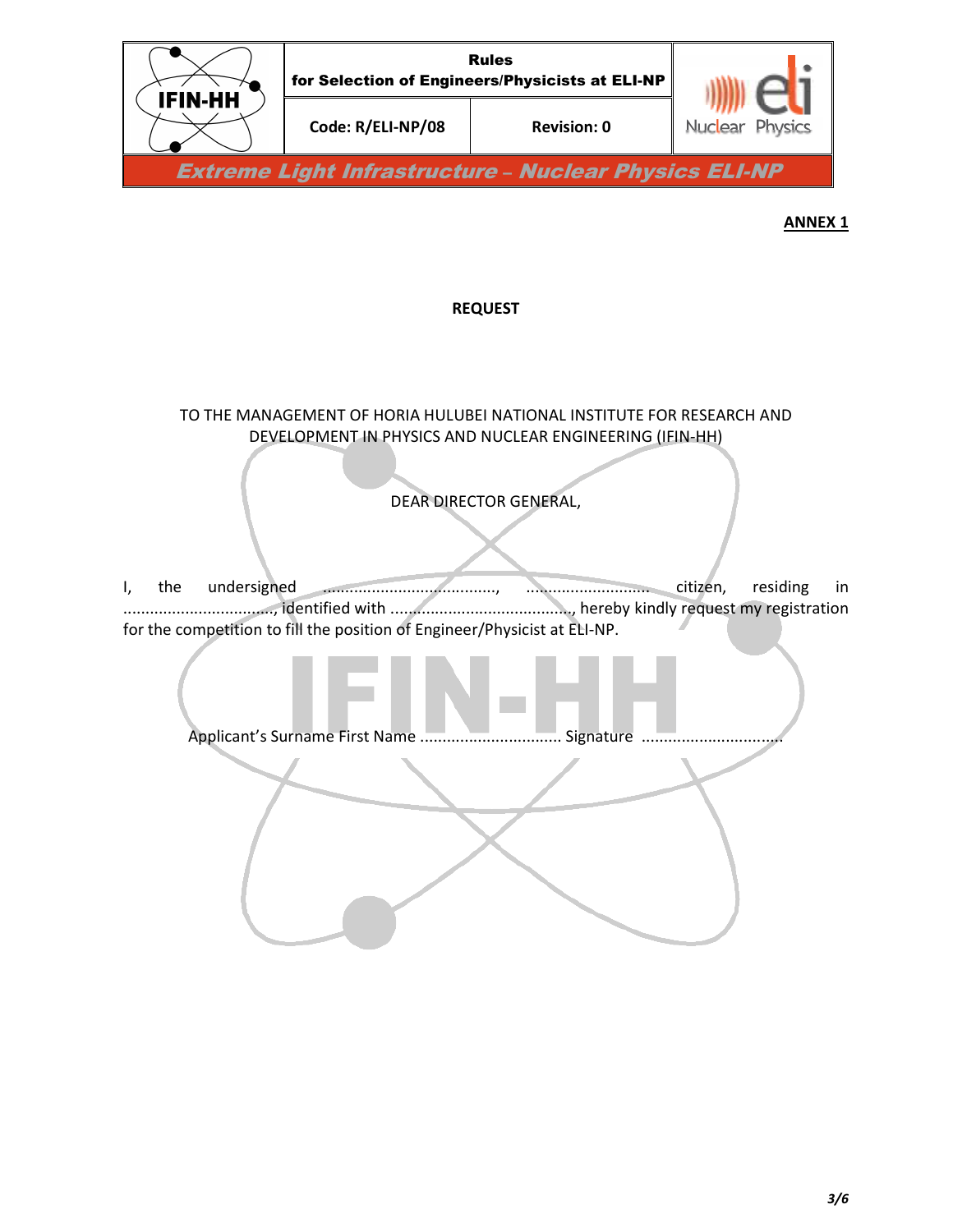**ANNEX 1**

**REQUEST**

TO THE MANAGEMENT OF HORIA HULUBEI NATIONAL INSTITUTE FOR RESEARCH AND DEVELOPMENT IN PHYSICS AND NUCLEAR ENGINEERING (IFIN-HH)

DEAR DIRECTOR GENERAL,

I, the undersigned ......................................, ........................... citizen, residing in ................................, identified with ........................................, hereby kindly request my registration for the competition to fill the position of Engineer/Physicist at ELI-NP.

Applicant's Surname First Name ............................... Signature ...............................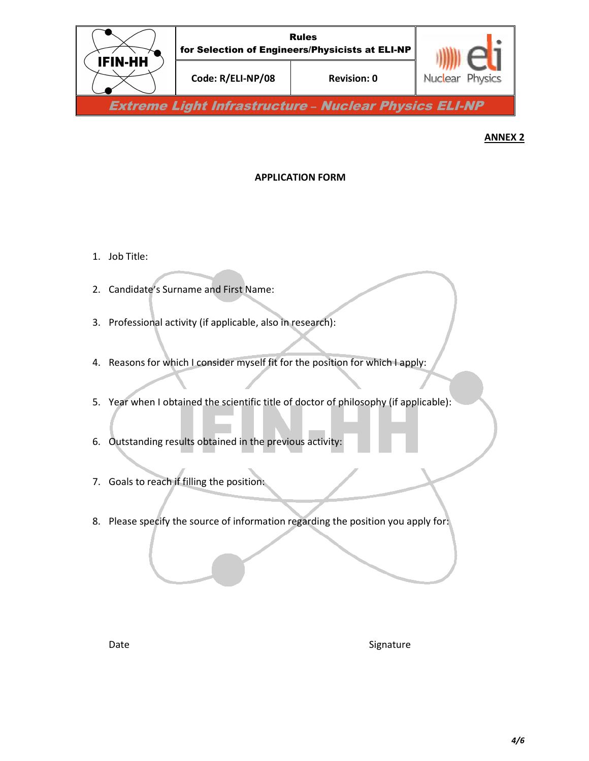**ANNEX 2**

**APPLICATION FORM**

1. Job Title:
2. Candidate's Surname and First Name:
3. Professional activity (if applicable, also in research):
4. Reasons for which I consider myself fit for the position for which I apply:
5. Year when I obtained the scientific title of doctor of philosophy (if applicable):
6. Outstanding results obtained in the previous activity:
7. Goals to reach if filling the position:
8. Please specify the source of information regarding the position you apply for:

Date Signature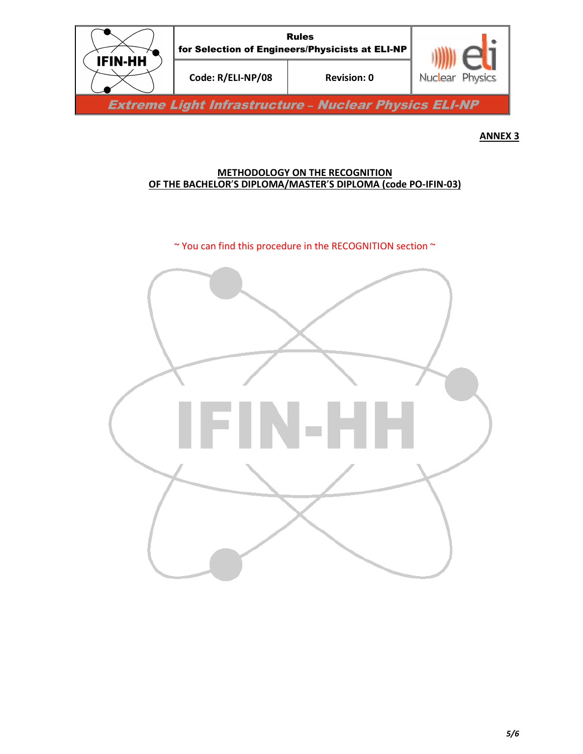**ANNEX 3**

**METHODOLOGY ON THE RECOGNITION OF THE BACHELOR'S DIPLOMA/MASTER'S DIPLOMA (code PO-IFIN-03)**

~ You can find this procedure in the RECOGNITION section ~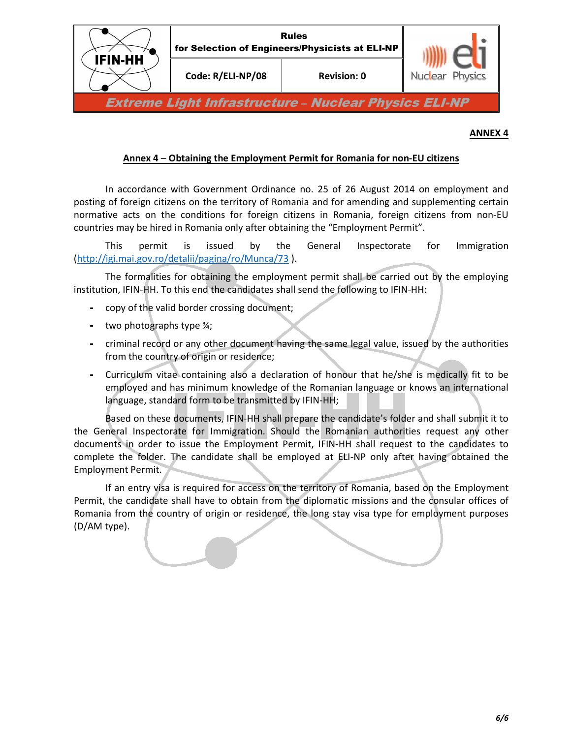**ANNEX 4**

## Annex 4 – Obtaining the Employment Permit for Romania for non-EU citizens

In accordance with Government Ordinance no. 25 of 26 August 2014 on employment and posting of foreign citizens on the territory of Romania and for amending and supplementing certain normative acts on the conditions for foreign citizens in Romania, foreign citizens from non-EU countries may be hired in Romania only after obtaining the "Employment Permit".

This permit is issued by the General Inspectorate for Immigration (http://igi.mai.gov.ro/detalii/pagina/ro/Munca/73 ).

The formalities for obtaining the employment permit shall be carried out by the employing institution, IFIN-HH. To this end the candidates shall send the following to IFIN-HH:

- copy of the valid border crossing document;
- two photographs type ¾;
- criminal record or any other document having the same legal value, issued by the authorities from the country of origin or residence;
- Curriculum vitae containing also a declaration of honour that he/she is medically fit to be employed and has minimum knowledge of the Romanian language or knows an international language, standard form to be transmitted by IFIN-HH;

Based on these documents, IFIN-HH shall prepare the candidate's folder and shall submit it to the General Inspectorate for Immigration. Should the Romanian authorities request any other documents in order to issue the Employment Permit, IFIN-HH shall request to the candidates to complete the folder. The candidate shall be employed at ELI-NP only after having obtained the Employment Permit.

If an entry visa is required for access on the territory of Romania, based on the Employment Permit, the candidate shall have to obtain from the diplomatic missions and the consular offices of Romania from the country of origin or residence, the long stay visa type for employment purposes (D/AM type).